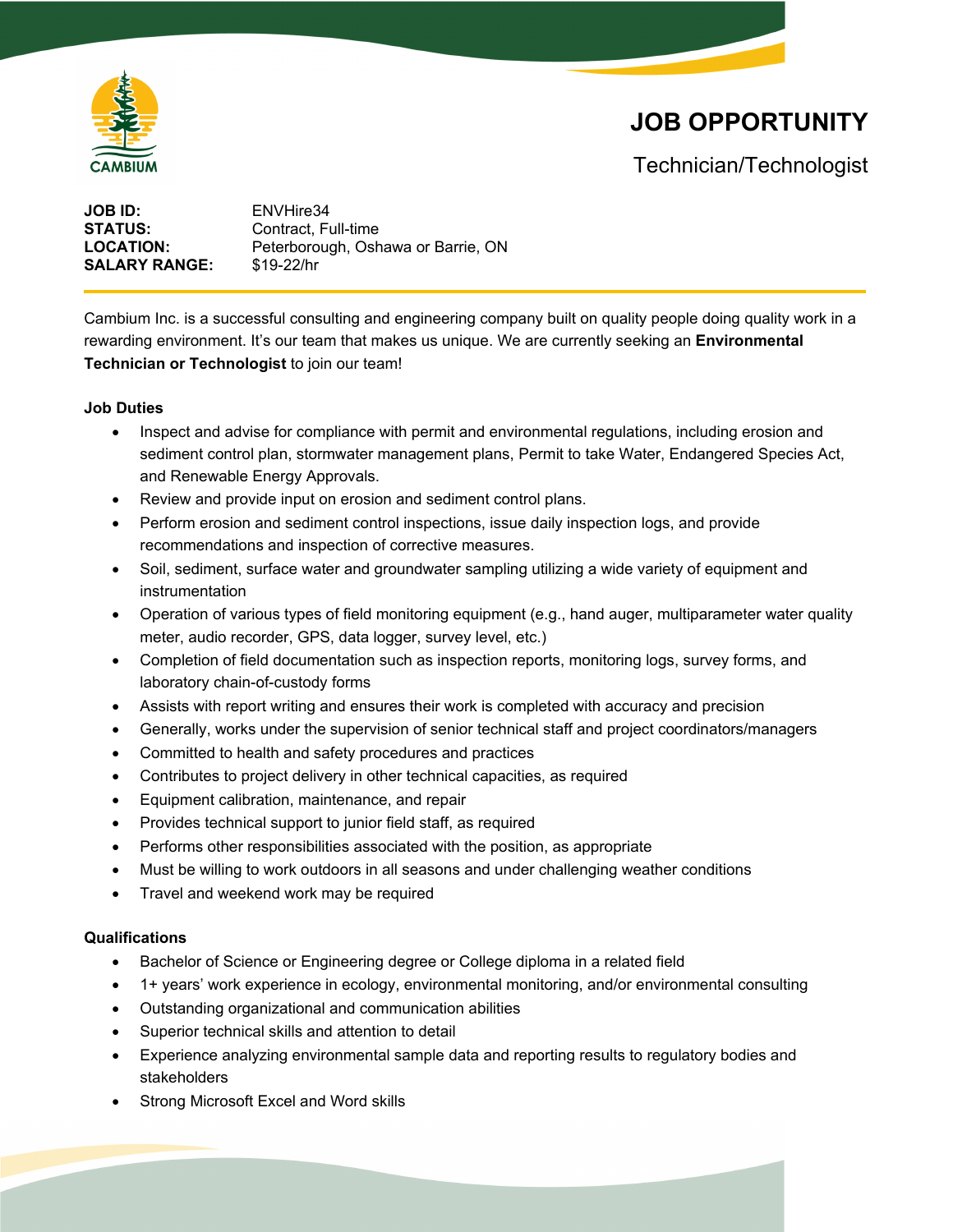CAMBIUM

# JOB OPPORTUNITY

## Technician/Technologist

**JOB ID:** ENVHire34
**STATUS:** Contract, Full-time
**LOCATION:** Peterborough, Oshawa or Barrie, ON
**SALARY RANGE:** $19-22/hr

Cambium Inc. is a successful consulting and engineering company built on quality people doing quality work in a rewarding environment. It's our team that makes us unique. We are currently seeking an **Environmental Technician or Technologist** to join our team!

**Job Duties**

- Inspect and advise for compliance with permit and environmental regulations, including erosion and sediment control plan, stormwater management plans, Permit to take Water, Endangered Species Act, and Renewable Energy Approvals.
- Review and provide input on erosion and sediment control plans.
- Perform erosion and sediment control inspections, issue daily inspection logs, and provide recommendations and inspection of corrective measures.
- Soil, sediment, surface water and groundwater sampling utilizing a wide variety of equipment and instrumentation
- Operation of various types of field monitoring equipment (e.g., hand auger, multiparameter water quality meter, audio recorder, GPS, data logger, survey level, etc.)
- Completion of field documentation such as inspection reports, monitoring logs, survey forms, and laboratory chain-of-custody forms
- Assists with report writing and ensures their work is completed with accuracy and precision
- Generally, works under the supervision of senior technical staff and project coordinators/managers
- Committed to health and safety procedures and practices
- Contributes to project delivery in other technical capacities, as required
- Equipment calibration, maintenance, and repair
- Provides technical support to junior field staff, as required
- Performs other responsibilities associated with the position, as appropriate
- Must be willing to work outdoors in all seasons and under challenging weather conditions
- Travel and weekend work may be required

**Qualifications**

- Bachelor of Science or Engineering degree or College diploma in a related field
- 1+ years' work experience in ecology, environmental monitoring, and/or environmental consulting
- Outstanding organizational and communication abilities
- Superior technical skills and attention to detail
- Experience analyzing environmental sample data and reporting results to regulatory bodies and stakeholders
- Strong Microsoft Excel and Word skills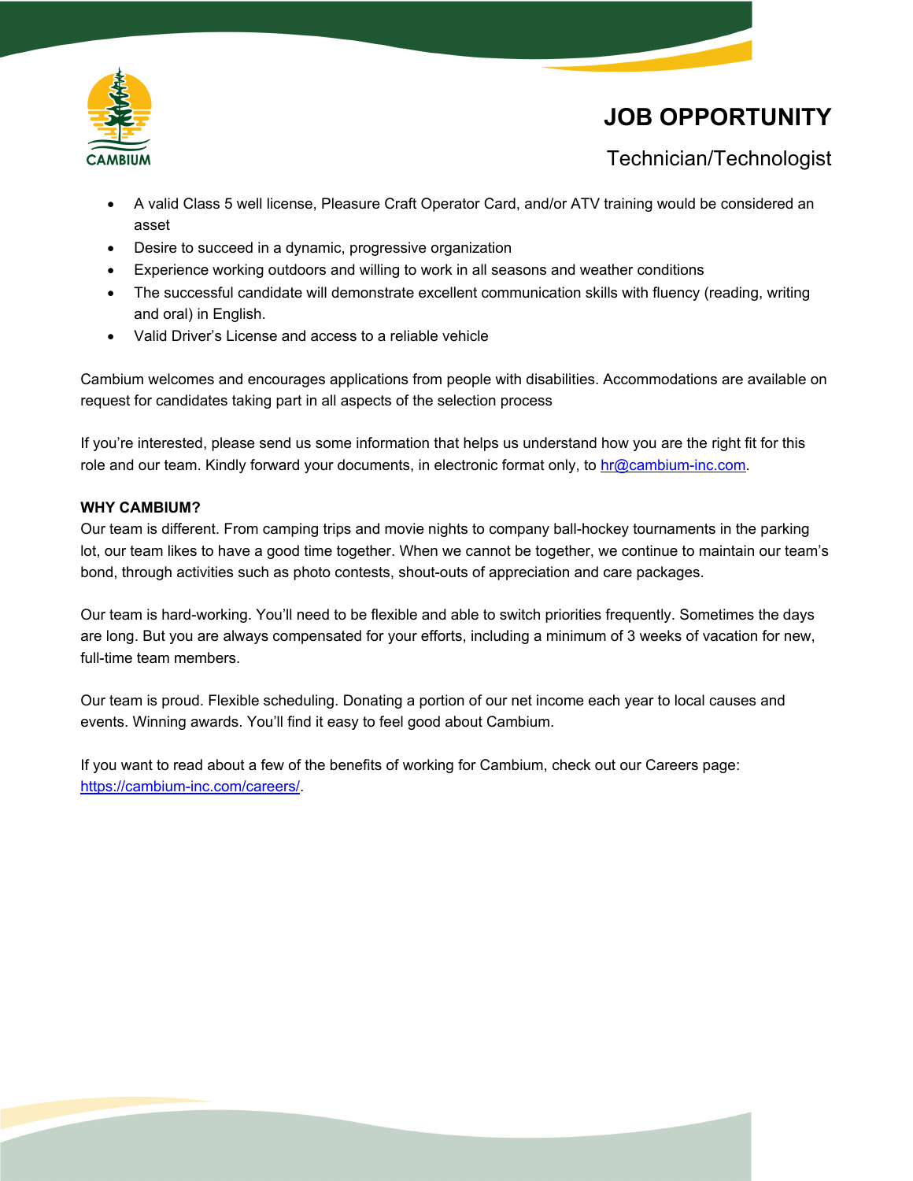# JOB OPPORTUNITY

## Technician/Technologist

- A valid Class 5 well license, Pleasure Craft Operator Card, and/or ATV training would be considered an asset
- Desire to succeed in a dynamic, progressive organization
- Experience working outdoors and willing to work in all seasons and weather conditions
- The successful candidate will demonstrate excellent communication skills with fluency (reading, writing and oral) in English.
- Valid Driver's License and access to a reliable vehicle

Cambium welcomes and encourages applications from people with disabilities. Accommodations are available on request for candidates taking part in all aspects of the selection process

If you're interested, please send us some information that helps us understand how you are the right fit for this role and our team. Kindly forward your documents, in electronic format only, to hr@cambium-inc.com.

**WHY CAMBIUM?**

Our team is different. From camping trips and movie nights to company ball-hockey tournaments in the parking lot, our team likes to have a good time together. When we cannot be together, we continue to maintain our team's bond, through activities such as photo contests, shout-outs of appreciation and care packages.

Our team is hard-working. You'll need to be flexible and able to switch priorities frequently. Sometimes the days are long. But you are always compensated for your efforts, including a minimum of 3 weeks of vacation for new, full-time team members.

Our team is proud. Flexible scheduling. Donating a portion of our net income each year to local causes and events. Winning awards. You'll find it easy to feel good about Cambium.

If you want to read about a few of the benefits of working for Cambium, check out our Careers page: https://cambium-inc.com/careers/.